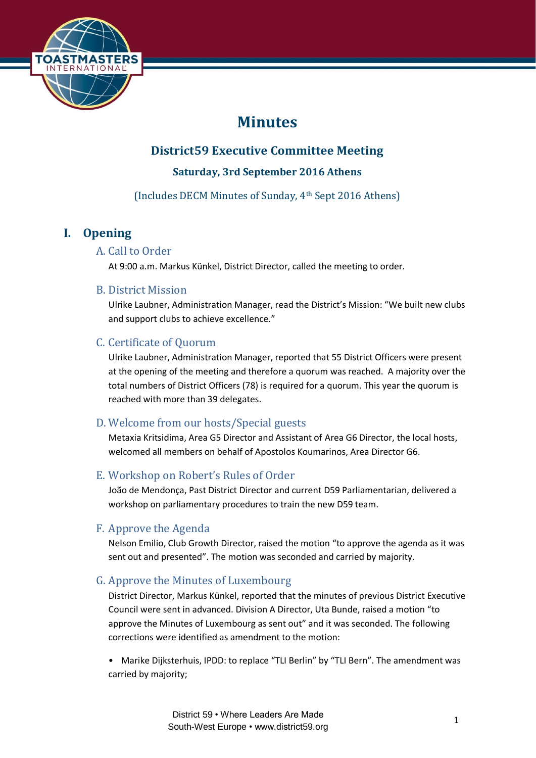# Minutes

## District59 Executive Committee Meeting

### Saturday, 3rd September 2016 Athens

(Includes DECM Minutes of Sunday, 4th Sept 2016 Athens)

## I. Opening

### A. Call to Order

At 9:00 a.m. Markus Künkel, District Director, called the meeting to order.

### B. District Mission

Ulrike Laubner, Administration Manager, read the District's Mission: "We built new clubs and support clubs to achieve excellence."

### C. Certificate of Quorum

Ulrike Laubner, Administration Manager, reported that 55 District Officers were present at the opening of the meeting and therefore a quorum was reached. A majority over the total numbers of District Officers (78) is required for a quorum. This year the quorum is reached with more than 39 delegates.

### D. Welcome from our hosts/Special guests

Metaxia Kritsidima, Area G5 Director and Assistant of Area G6 Director, the local hosts, welcomed all members on behalf of Apostolos Koumarinos, Area Director G6.

### E. Workshop on Robert's Rules of Order

João de Mendonça, Past District Director and current D59 Parliamentarian, delivered a workshop on parliamentary procedures to train the new D59 team.

### F. Approve the Agenda

Nelson Emilio, Club Growth Director, raised the motion "to approve the agenda as it was sent out and presented". The motion was seconded and carried by majority.

### G. Approve the Minutes of Luxembourg

District Director, Markus Künkel, reported that the minutes of previous District Executive Council were sent in advanced. Division A Director, Uta Bunde, raised a motion "to approve the Minutes of Luxembourg as sent out" and it was seconded. The following corrections were identified as amendment to the motion:

- Marike Dijksterhuis, IPDD: to replace "TLI Berlin" by "TLI Bern". The amendment was carried by majority;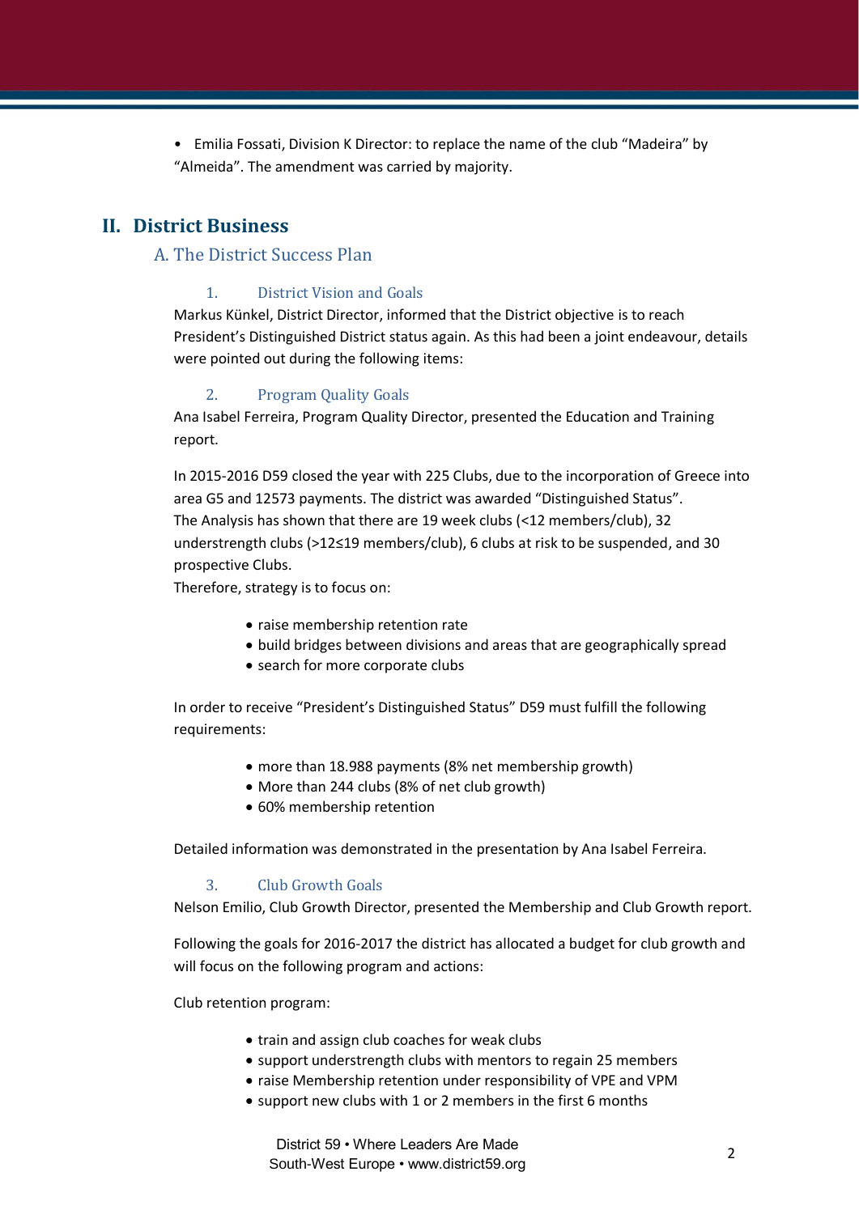- Emilia Fossati, Division K Director: to replace the name of the club "Madeira" by "Almeida". The amendment was carried by majority.

# II. District Business

## A. The District Success Plan

### 1. District Vision and Goals

Markus Künkel, District Director, informed that the District objective is to reach President's Distinguished District status again. As this had been a joint endeavour, details were pointed out during the following items:

### 2. Program Quality Goals

Ana Isabel Ferreira, Program Quality Director, presented the Education and Training report.

In 2015-2016 D59 closed the year with 225 Clubs, due to the incorporation of Greece into area G5 and 12573 payments. The district was awarded "Distinguished Status".
The Analysis has shown that there are 19 week clubs (<12 members/club), 32 understrength clubs (>12≤19 members/club), 6 clubs at risk to be suspended, and 30 prospective Clubs.
Therefore, strategy is to focus on:

- raise membership retention rate
- build bridges between divisions and areas that are geographically spread
- search for more corporate clubs

In order to receive "President's Distinguished Status" D59 must fulfill the following requirements:

- more than 18.988 payments (8% net membership growth)
- More than 244 clubs (8% of net club growth)
- 60% membership retention

Detailed information was demonstrated in the presentation by Ana Isabel Ferreira.

### 3. Club Growth Goals

Nelson Emilio, Club Growth Director, presented the Membership and Club Growth report.

Following the goals for 2016-2017 the district has allocated a budget for club growth and will focus on the following program and actions:

Club retention program:

- train and assign club coaches for weak clubs
- support understrength clubs with mentors to regain 25 members
- raise Membership retention under responsibility of VPE and VPM
- support new clubs with 1 or 2 members in the first 6 months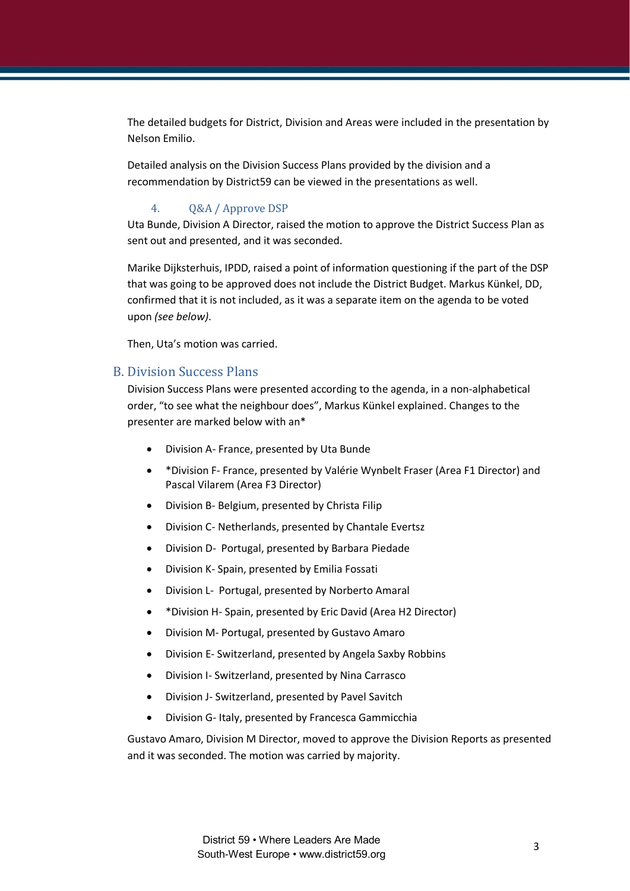The detailed budgets for District, Division and Areas were included in the presentation by Nelson Emilio.

Detailed analysis on the Division Success Plans provided by the division and a recommendation by District59 can be viewed in the presentations as well.

### 4. Q&A / Approve DSP

Uta Bunde, Division A Director, raised the motion to approve the District Success Plan as sent out and presented, and it was seconded.

Marike Dijksterhuis, IPDD, raised a point of information questioning if the part of the DSP that was going to be approved does not include the District Budget. Markus Künkel, DD, confirmed that it is not included, as it was a separate item on the agenda to be voted upon *(see below)*.

Then, Uta's motion was carried.

## B. Division Success Plans

Division Success Plans were presented according to the agenda, in a non-alphabetical order, "to see what the neighbour does", Markus Künkel explained. Changes to the presenter are marked below with an*

- Division A- France, presented by Uta Bunde
- *Division F- France, presented by Valérie Wynbelt Fraser (Area F1 Director) and Pascal Vilarem (Area F3 Director)
- Division B- Belgium, presented by Christa Filip
- Division C- Netherlands, presented by Chantale Evertsz
- Division D- Portugal, presented by Barbara Piedade
- Division K- Spain, presented by Emilia Fossati
- Division L- Portugal, presented by Norberto Amaral
- *Division H- Spain, presented by Eric David (Area H2 Director)
- Division M- Portugal, presented by Gustavo Amaro
- Division E- Switzerland, presented by Angela Saxby Robbins
- Division I- Switzerland, presented by Nina Carrasco
- Division J- Switzerland, presented by Pavel Savitch
- Division G- Italy, presented by Francesca Gammicchia

Gustavo Amaro, Division M Director, moved to approve the Division Reports as presented and it was seconded. The motion was carried by majority.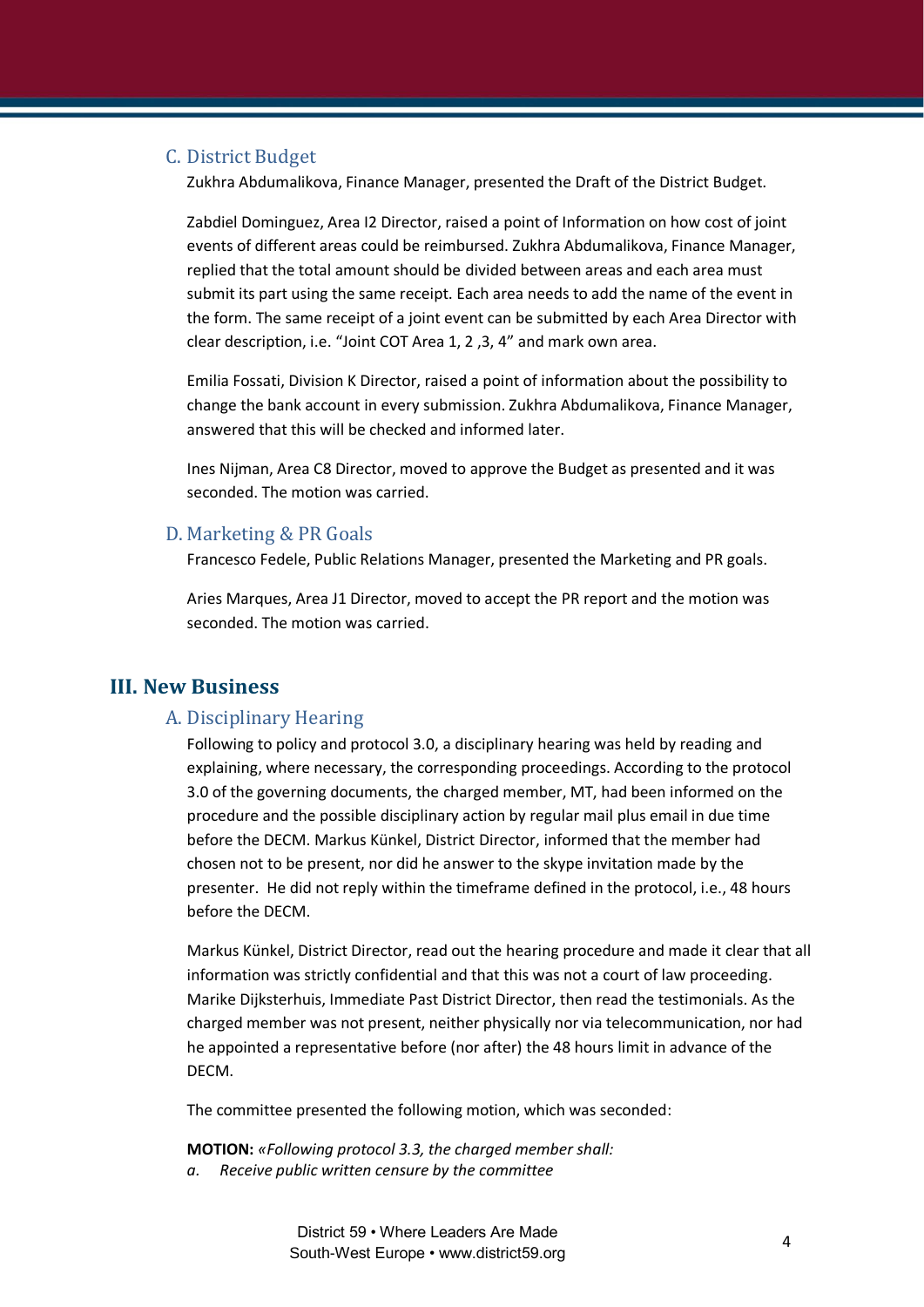### C. District Budget

Zukhra Abdumalikova, Finance Manager, presented the Draft of the District Budget.

Zabdiel Dominguez, Area I2 Director, raised a point of Information on how cost of joint events of different areas could be reimbursed. Zukhra Abdumalikova, Finance Manager, replied that the total amount should be divided between areas and each area must submit its part using the same receipt. Each area needs to add the name of the event in the form. The same receipt of a joint event can be submitted by each Area Director with clear description, i.e. "Joint COT Area 1, 2 ,3, 4" and mark own area.

Emilia Fossati, Division K Director, raised a point of information about the possibility to change the bank account in every submission. Zukhra Abdumalikova, Finance Manager, answered that this will be checked and informed later.

Ines Nijman, Area C8 Director, moved to approve the Budget as presented and it was seconded. The motion was carried.

### D. Marketing & PR Goals

Francesco Fedele, Public Relations Manager, presented the Marketing and PR goals.

Aries Marques, Area J1 Director, moved to accept the PR report and the motion was seconded. The motion was carried.

## III. New Business

### A. Disciplinary Hearing

Following to policy and protocol 3.0, a disciplinary hearing was held by reading and explaining, where necessary, the corresponding proceedings. According to the protocol 3.0 of the governing documents, the charged member, MT, had been informed on the procedure and the possible disciplinary action by regular mail plus email in due time before the DECM. Markus Künkel, District Director, informed that the member had chosen not to be present, nor did he answer to the skype invitation made by the presenter. He did not reply within the timeframe defined in the protocol, i.e., 48 hours before the DECM.

Markus Künkel, District Director, read out the hearing procedure and made it clear that all information was strictly confidential and that this was not a court of law proceeding. Marike Dijksterhuis, Immediate Past District Director, then read the testimonials. As the charged member was not present, neither physically nor via telecommunication, nor had he appointed a representative before (nor after) the 48 hours limit in advance of the DECM.

The committee presented the following motion, which was seconded:

**MOTION:** *«Following protocol 3.3, the charged member shall:*

*a. Receive public written censure by the committee*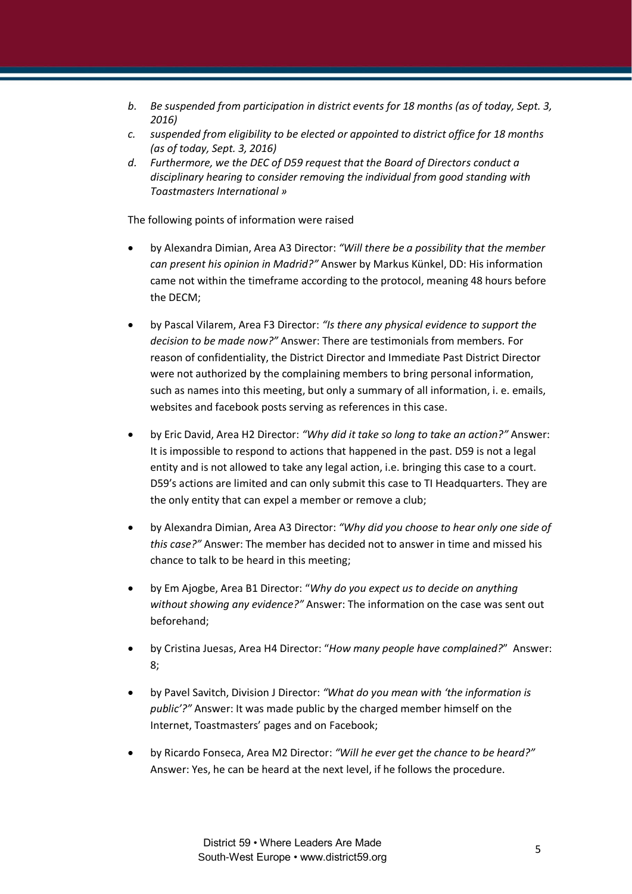b. *Be suspended from participation in district events for 18 months (as of today, Sept. 3, 2016)*
c. *suspended from eligibility to be elected or appointed to district office for 18 months (as of today, Sept. 3, 2016)*
d. *Furthermore, we the DEC of D59 request that the Board of Directors conduct a disciplinary hearing to consider removing the individual from good standing with Toastmasters International »*

The following points of information were raised

- by Alexandra Dimian, Area A3 Director: *"Will there be a possibility that the member can present his opinion in Madrid?"* Answer by Markus Künkel, DD: His information came not within the timeframe according to the protocol, meaning 48 hours before the DECM;
- by Pascal Vilarem, Area F3 Director: *"Is there any physical evidence to support the decision to be made now?"* Answer: There are testimonials from members. For reason of confidentiality, the District Director and Immediate Past District Director were not authorized by the complaining members to bring personal information, such as names into this meeting, but only a summary of all information, i. e. emails, websites and facebook posts serving as references in this case.
- by Eric David, Area H2 Director: *"Why did it take so long to take an action?"* Answer: It is impossible to respond to actions that happened in the past. D59 is not a legal entity and is not allowed to take any legal action, i.e. bringing this case to a court. D59's actions are limited and can only submit this case to TI Headquarters. They are the only entity that can expel a member or remove a club;
- by Alexandra Dimian, Area A3 Director: *"Why did you choose to hear only one side of this case?"* Answer: The member has decided not to answer in time and missed his chance to talk to be heard in this meeting;
- by Em Ajogbe, Area B1 Director: "*Why do you expect us to decide on anything without showing any evidence?"* Answer: The information on the case was sent out beforehand;
- by Cristina Juesas, Area H4 Director: "*How many people have complained?*" Answer: 8;
- by Pavel Savitch, Division J Director: *"What do you mean with 'the information is public'?"* Answer: It was made public by the charged member himself on the Internet, Toastmasters' pages and on Facebook;
- by Ricardo Fonseca, Area M2 Director: *"Will he ever get the chance to be heard?"* Answer: Yes, he can be heard at the next level, if he follows the procedure.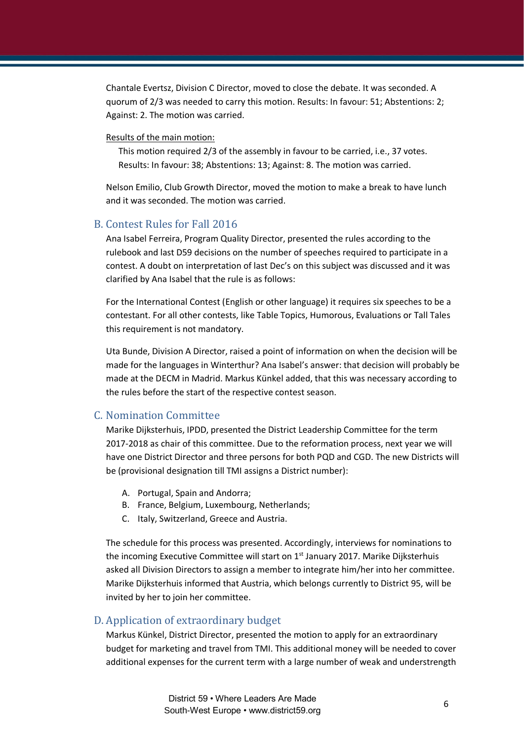Chantale Evertsz, Division C Director, moved to close the debate. It was seconded. A quorum of 2/3 was needed to carry this motion. Results: In favour: 51; Abstentions: 2; Against: 2. The motion was carried.

Results of the main motion:

This motion required 2/3 of the assembly in favour to be carried, i.e., 37 votes. Results: In favour: 38; Abstentions: 13; Against: 8. The motion was carried.

Nelson Emilio, Club Growth Director, moved the motion to make a break to have lunch and it was seconded. The motion was carried.

## B. Contest Rules for Fall 2016

Ana Isabel Ferreira, Program Quality Director, presented the rules according to the rulebook and last D59 decisions on the number of speeches required to participate in a contest. A doubt on interpretation of last Dec's on this subject was discussed and it was clarified by Ana Isabel that the rule is as follows:

For the International Contest (English or other language) it requires six speeches to be a contestant. For all other contests, like Table Topics, Humorous, Evaluations or Tall Tales this requirement is not mandatory.

Uta Bunde, Division A Director, raised a point of information on when the decision will be made for the languages in Winterthur? Ana Isabel's answer: that decision will probably be made at the DECM in Madrid. Markus Künkel added, that this was necessary according to the rules before the start of the respective contest season.

## C. Nomination Committee

Marike Dijksterhuis, IPDD, presented the District Leadership Committee for the term 2017-2018 as chair of this committee. Due to the reformation process, next year we will have one District Director and three persons for both PQD and CGD. The new Districts will be (provisional designation till TMI assigns a District number):

A. Portugal, Spain and Andorra;
B. France, Belgium, Luxembourg, Netherlands;
C. Italy, Switzerland, Greece and Austria.

The schedule for this process was presented. Accordingly, interviews for nominations to the incoming Executive Committee will start on 1st January 2017. Marike Dijksterhuis asked all Division Directors to assign a member to integrate him/her into her committee. Marike Dijksterhuis informed that Austria, which belongs currently to District 95, will be invited by her to join her committee.

## D. Application of extraordinary budget

Markus Künkel, District Director, presented the motion to apply for an extraordinary budget for marketing and travel from TMI. This additional money will be needed to cover additional expenses for the current term with a large number of weak and understrength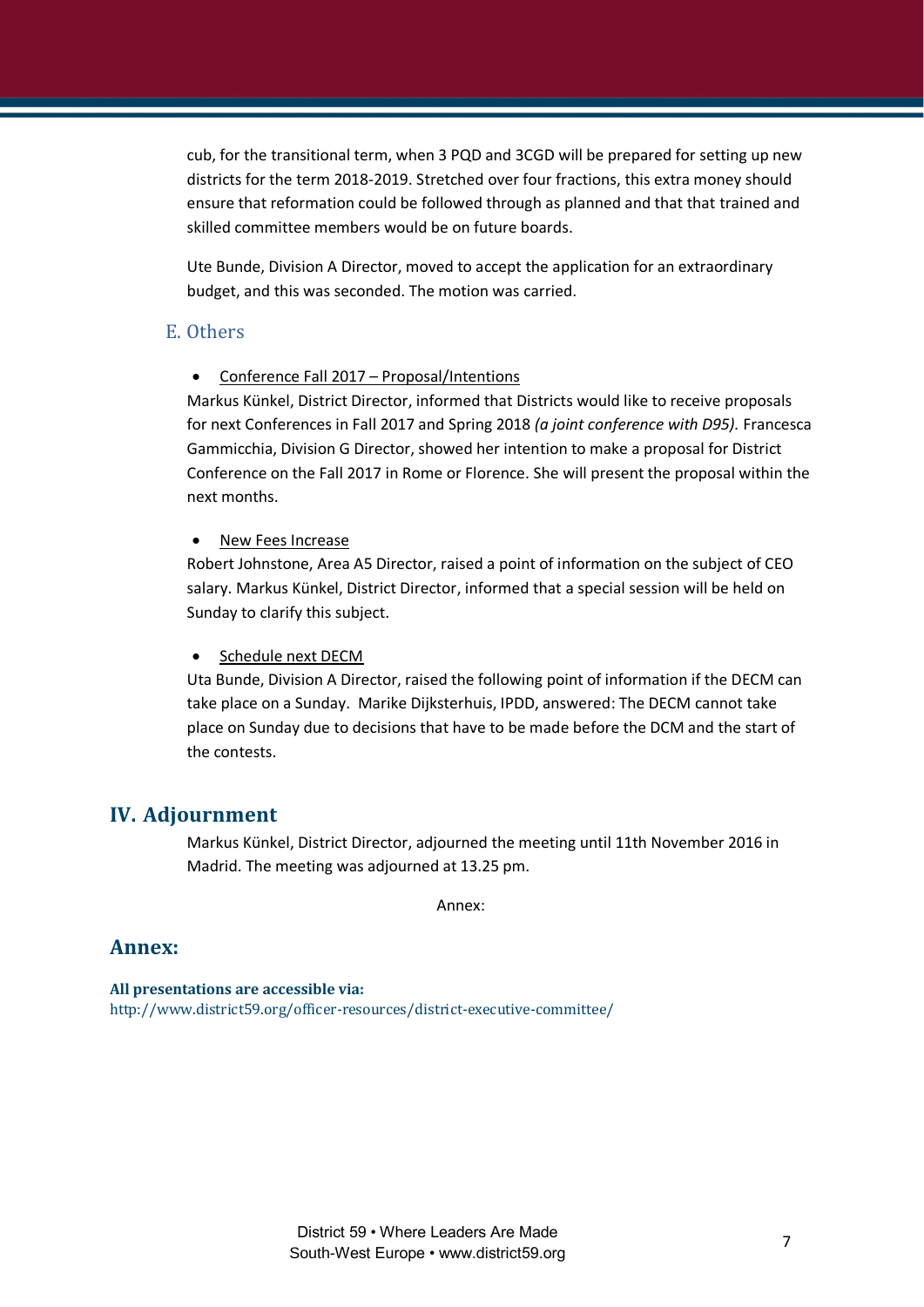cub, for the transitional term, when 3 PQD and 3CGD will be prepared for setting up new districts for the term 2018-2019. Stretched over four fractions, this extra money should ensure that reformation could be followed through as planned and that that trained and skilled committee members would be on future boards.

Ute Bunde, Division A Director, moved to accept the application for an extraordinary budget, and this was seconded. The motion was carried.

### E. Others

- Conference Fall 2017 – Proposal/Intentions

Markus Künkel, District Director, informed that Districts would like to receive proposals for next Conferences in Fall 2017 and Spring 2018 *(a joint conference with D95).* Francesca Gammicchia, Division G Director, showed her intention to make a proposal for District Conference on the Fall 2017 in Rome or Florence. She will present the proposal within the next months.

- New Fees Increase

Robert Johnstone, Area A5 Director, raised a point of information on the subject of CEO salary. Markus Künkel, District Director, informed that a special session will be held on Sunday to clarify this subject.

- Schedule next DECM

Uta Bunde, Division A Director, raised the following point of information if the DECM can take place on a Sunday. Marike Dijksterhuis, IPDD, answered: The DECM cannot take place on Sunday due to decisions that have to be made before the DCM and the start of the contests.

## IV. Adjournment

Markus Künkel, District Director, adjourned the meeting until 11th November 2016 in Madrid. The meeting was adjourned at 13.25 pm.

Annex:

## Annex:

**All presentations are accessible via:**
http://www.district59.org/officer-resources/district-executive-committee/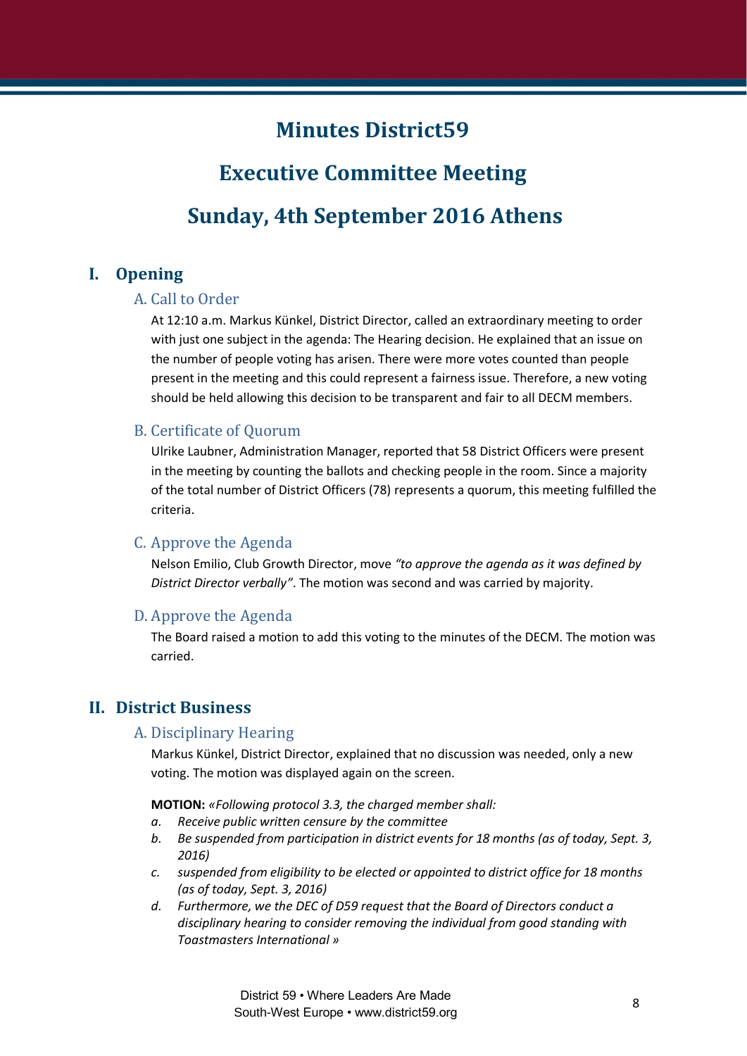# Minutes District59

# Executive Committee Meeting

# Sunday, 4th September 2016 Athens

## I. Opening

### A. Call to Order

At 12:10 a.m. Markus Künkel, District Director, called an extraordinary meeting to order with just one subject in the agenda: The Hearing decision. He explained that an issue on the number of people voting has arisen. There were more votes counted than people present in the meeting and this could represent a fairness issue. Therefore, a new voting should be held allowing this decision to be transparent and fair to all DECM members.

### B. Certificate of Quorum

Ulrike Laubner, Administration Manager, reported that 58 District Officers were present in the meeting by counting the ballots and checking people in the room. Since a majority of the total number of District Officers (78) represents a quorum, this meeting fulfilled the criteria.

### C. Approve the Agenda

Nelson Emilio, Club Growth Director, move *"to approve the agenda as it was defined by District Director verbally"*. The motion was second and was carried by majority.

### D. Approve the Agenda

The Board raised a motion to add this voting to the minutes of the DECM. The motion was carried.

## II. District Business

### A. Disciplinary Hearing

Markus Künkel, District Director, explained that no discussion was needed, only a new voting. The motion was displayed again on the screen.

**MOTION:** *«Following protocol 3.3, the charged member shall:*

*a. Receive public written censure by the committee*

*b. Be suspended from participation in district events for 18 months (as of today, Sept. 3, 2016)*

*c. suspended from eligibility to be elected or appointed to district office for 18 months (as of today, Sept. 3, 2016)*

*d. Furthermore, we the DEC of D59 request that the Board of Directors conduct a disciplinary hearing to consider removing the individual from good standing with Toastmasters International »*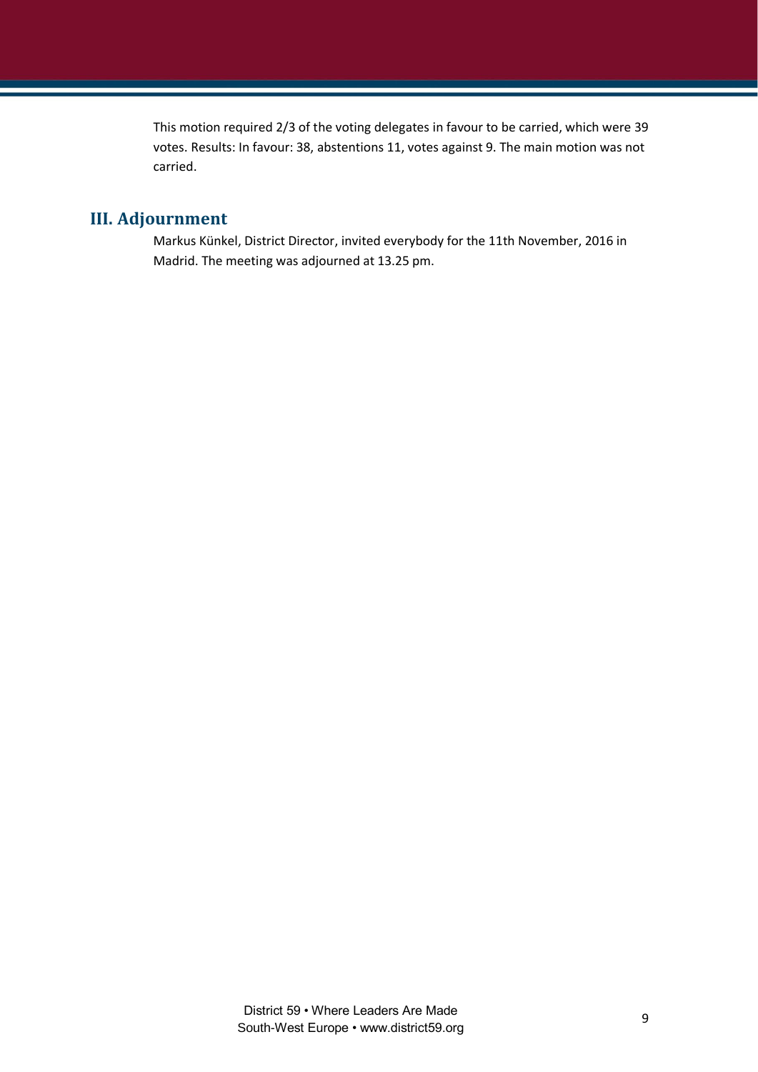This motion required 2/3 of the voting delegates in favour to be carried, which were 39 votes. Results: In favour: 38, abstentions 11, votes against 9. The main motion was not carried.

## III. Adjournment

Markus Künkel, District Director, invited everybody for the 11th November, 2016 in Madrid. The meeting was adjourned at 13.25 pm.